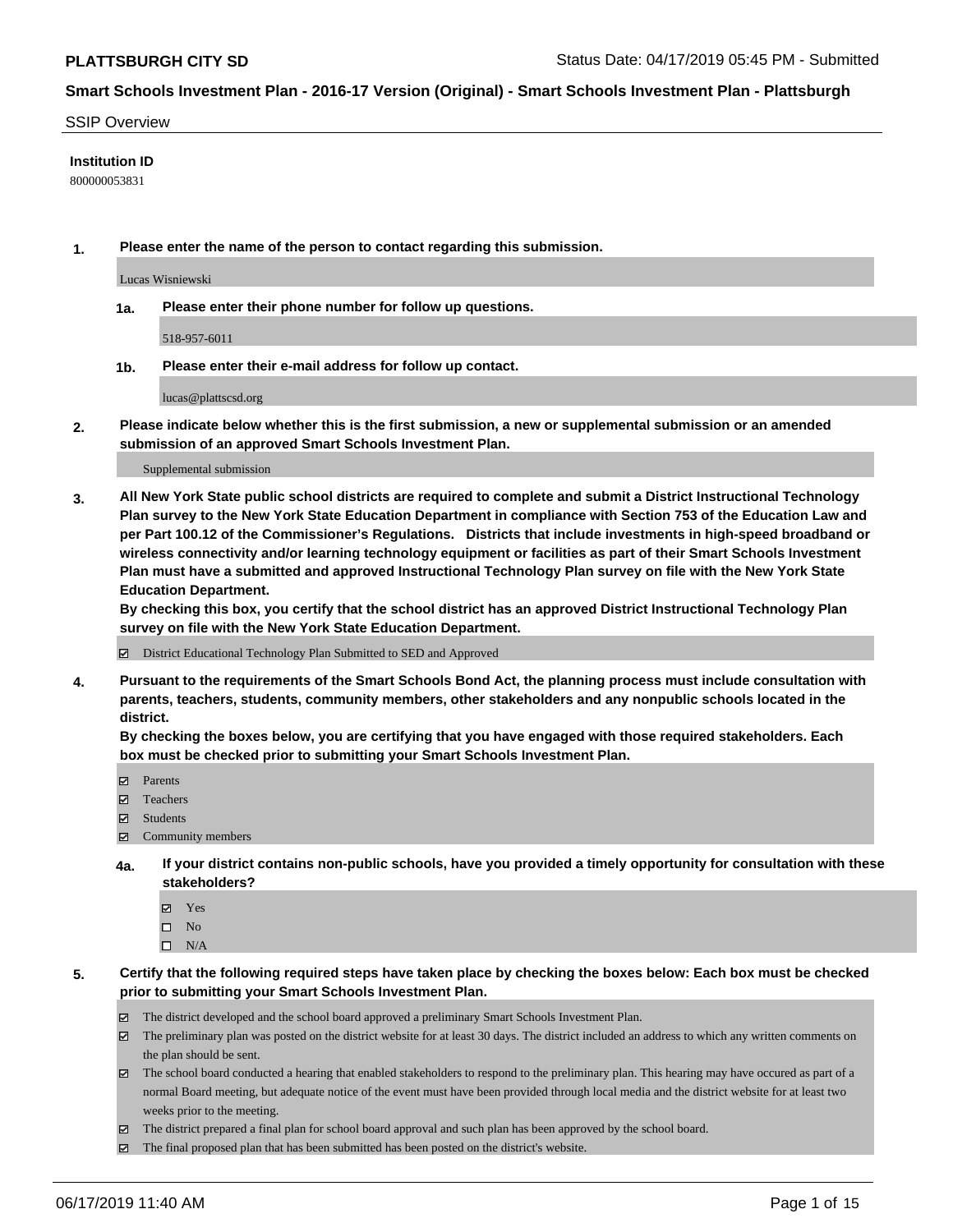**PLATTSBURGH CITY SD**

Status Date: 04/17/2019 05:45 PM - Submitted

## Smart Schools Investment Plan - 2016-17 Version (Original) - Smart Schools Investment Plan - Plattsburgh

SSIP Overview

**Institution ID**

800000053831

**1. Please enter the name of the person to contact regarding this submission.**

Lucas Wisniewski

**1a. Please enter their phone number for follow up questions.**

518-957-6011

**1b. Please enter their e-mail address for follow up contact.**

lucas@plattscsd.org

**2. Please indicate below whether this is the first submission, a new or supplemental submission or an amended submission of an approved Smart Schools Investment Plan.**

Supplemental submission

**3. All New York State public school districts are required to complete and submit a District Instructional Technology Plan survey to the New York State Education Department in compliance with Section 753 of the Education Law and per Part 100.12 of the Commissioner's Regulations. Districts that include investments in high-speed broadband or wireless connectivity and/or learning technology equipment or facilities as part of their Smart Schools Investment Plan must have a submitted and approved Instructional Technology Plan survey on file with the New York State Education Department.**
**By checking this box, you certify that the school district has an approved District Instructional Technology Plan survey on file with the New York State Education Department.**

☑ District Educational Technology Plan Submitted to SED and Approved

**4. Pursuant to the requirements of the Smart Schools Bond Act, the planning process must include consultation with parents, teachers, students, community members, other stakeholders and any nonpublic schools located in the district.**
**By checking the boxes below, you are certifying that you have engaged with those required stakeholders. Each box must be checked prior to submitting your Smart Schools Investment Plan.**

☑ Parents
☑ Teachers
☑ Students
☑ Community members

**4a. If your district contains non-public schools, have you provided a timely opportunity for consultation with these stakeholders?**

☑ Yes
☐ No
☐ N/A

**5. Certify that the following required steps have taken place by checking the boxes below: Each box must be checked prior to submitting your Smart Schools Investment Plan.**

☑ The district developed and the school board approved a preliminary Smart Schools Investment Plan.
☑ The preliminary plan was posted on the district website for at least 30 days. The district included an address to which any written comments on the plan should be sent.
☑ The school board conducted a hearing that enabled stakeholders to respond to the preliminary plan. This hearing may have occured as part of a normal Board meeting, but adequate notice of the event must have been provided through local media and the district website for at least two weeks prior to the meeting.
☑ The district prepared a final plan for school board approval and such plan has been approved by the school board.
☑ The final proposed plan that has been submitted has been posted on the district's website.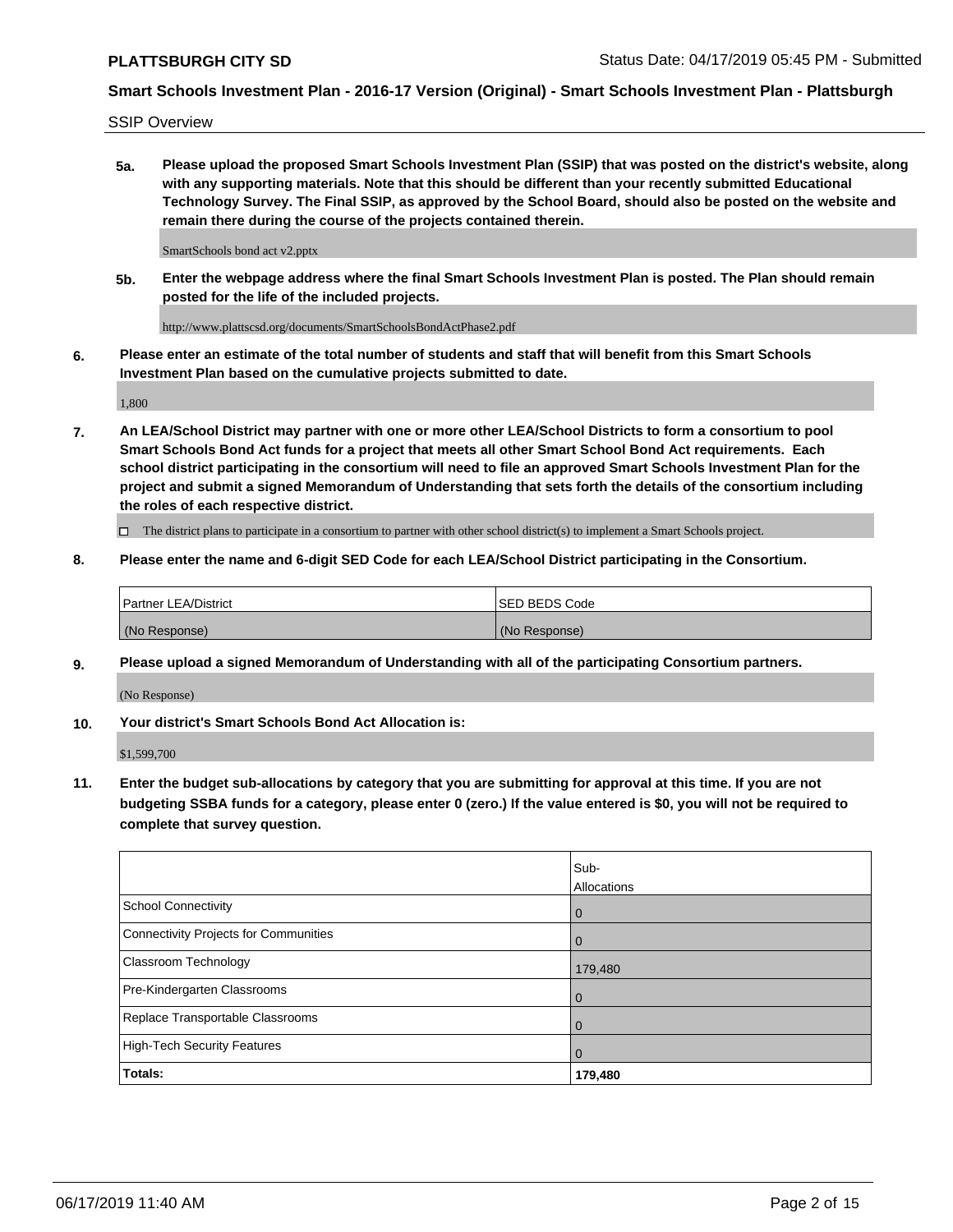SSIP Overview

**5a. Please upload the proposed Smart Schools Investment Plan (SSIP) that was posted on the district's website, along with any supporting materials. Note that this should be different than your recently submitted Educational Technology Survey. The Final SSIP, as approved by the School Board, should also be posted on the website and remain there during the course of the projects contained therein.**

SmartSchools bond act v2.pptx

**5b. Enter the webpage address where the final Smart Schools Investment Plan is posted. The Plan should remain posted for the life of the included projects.**

http://www.plattscsd.org/documents/SmartSchoolsBondActPhase2.pdf

**6. Please enter an estimate of the total number of students and staff that will benefit from this Smart Schools Investment Plan based on the cumulative projects submitted to date.**

1,800

**7. An LEA/School District may partner with one or more other LEA/School Districts to form a consortium to pool Smart Schools Bond Act funds for a project that meets all other Smart School Bond Act requirements. Each school district participating in the consortium will need to file an approved Smart Schools Investment Plan for the project and submit a signed Memorandum of Understanding that sets forth the details of the consortium including the roles of each respective district.**

☐ The district plans to participate in a consortium to partner with other school district(s) to implement a Smart Schools project.

**8. Please enter the name and 6-digit SED Code for each LEA/School District participating in the Consortium.**

| Partner LEA/District | SED BEDS Code |
|---|---|
| (No Response) | (No Response) |

**9. Please upload a signed Memorandum of Understanding with all of the participating Consortium partners.**

(No Response)

**10. Your district's Smart Schools Bond Act Allocation is:**

$1,599,700

**11. Enter the budget sub-allocations by category that you are submitting for approval at this time. If you are not budgeting SSBA funds for a category, please enter 0 (zero.) If the value entered is $0, you will not be required to complete that survey question.**

| | Sub-Allocations |
|---|---|
| School Connectivity | 0 |
| Connectivity Projects for Communities | 0 |
| Classroom Technology | 179,480 |
| Pre-Kindergarten Classrooms | 0 |
| Replace Transportable Classrooms | 0 |
| High-Tech Security Features | 0 |
| **Totals:** | **179,480** |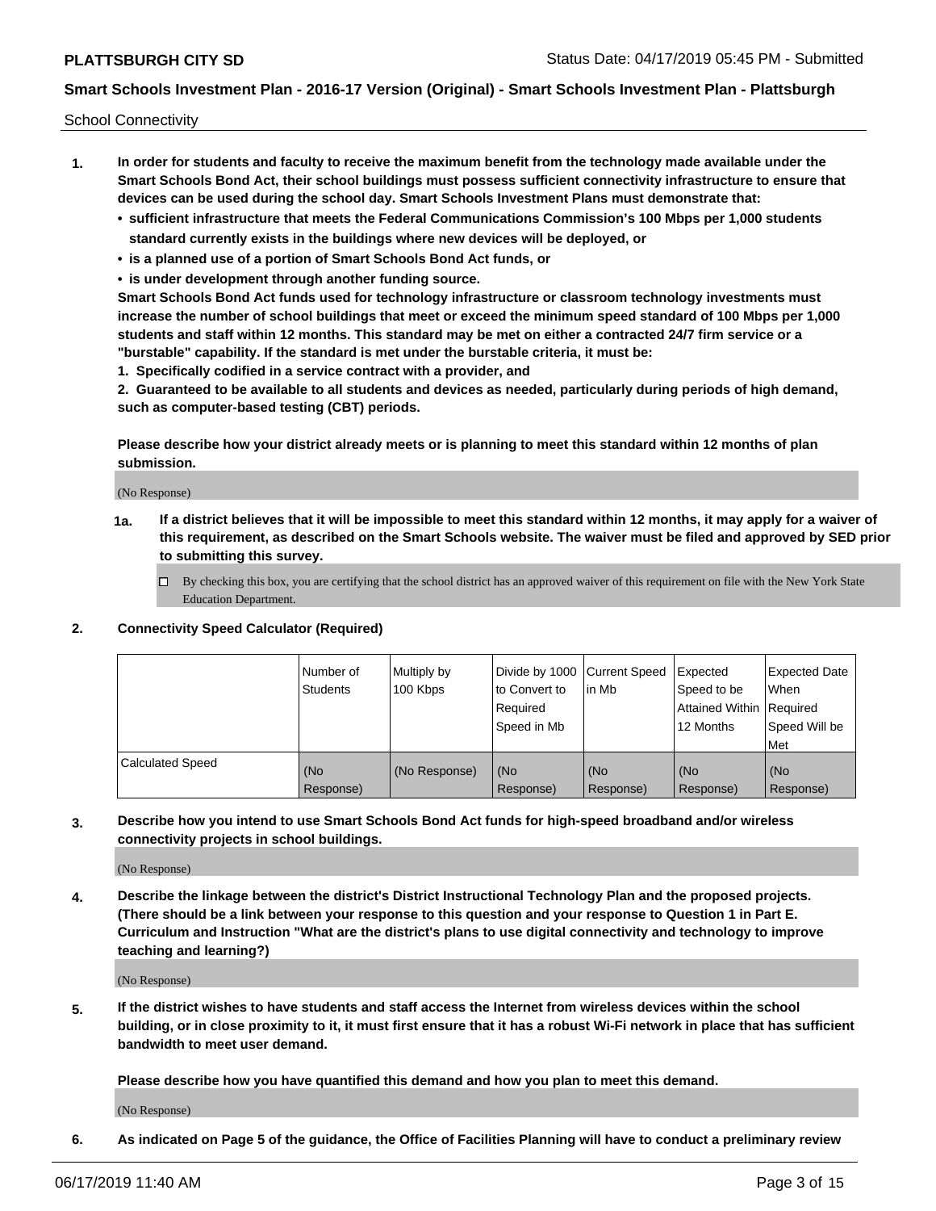School Connectivity

1. **In order for students and faculty to receive the maximum benefit from the technology made available under the Smart Schools Bond Act, their school buildings must possess sufficient connectivity infrastructure to ensure that devices can be used during the school day. Smart Schools Investment Plans must demonstrate that:**
   - **sufficient infrastructure that meets the Federal Communications Commission's 100 Mbps per 1,000 students standard currently exists in the buildings where new devices will be deployed, or**
   - **is a planned use of a portion of Smart Schools Bond Act funds, or**
   - **is under development through another funding source.**

   **Smart Schools Bond Act funds used for technology infrastructure or classroom technology investments must increase the number of school buildings that meet or exceed the minimum speed standard of 100 Mbps per 1,000 students and staff within 12 months. This standard may be met on either a contracted 24/7 firm service or a "burstable" capability. If the standard is met under the burstable criteria, it must be:**

   **1. Specifically codified in a service contract with a provider, and**

   **2. Guaranteed to be available to all students and devices as needed, particularly during periods of high demand, such as computer-based testing (CBT) periods.**

   **Please describe how your district already meets or is planning to meet this standard within 12 months of plan submission.**

   (No Response)

   **1a. If a district believes that it will be impossible to meet this standard within 12 months, it may apply for a waiver of this requirement, as described on the Smart Schools website. The waiver must be filed and approved by SED prior to submitting this survey.**

   ☐ By checking this box, you are certifying that the school district has an approved waiver of this requirement on file with the New York State Education Department.

2. **Connectivity Speed Calculator (Required)**

|  | Number of Students | Multiply by 100 Kbps | Divide by 1000 to Convert to Required Speed in Mb | Current Speed in Mb | Expected Speed to be Attained Within 12 Months | Expected Date When Required Speed Will be Met |
|---|---|---|---|---|---|---|
| Calculated Speed | (No Response) | (No Response) | (No Response) | (No Response) | (No Response) | (No Response) |

3. **Describe how you intend to use Smart Schools Bond Act funds for high-speed broadband and/or wireless connectivity projects in school buildings.**

   (No Response)

4. **Describe the linkage between the district's District Instructional Technology Plan and the proposed projects. (There should be a link between your response to this question and your response to Question 1 in Part E. Curriculum and Instruction "What are the district's plans to use digital connectivity and technology to improve teaching and learning?)**

   (No Response)

5. **If the district wishes to have students and staff access the Internet from wireless devices within the school building, or in close proximity to it, it must first ensure that it has a robust Wi-Fi network in place that has sufficient bandwidth to meet user demand.**

   **Please describe how you have quantified this demand and how you plan to meet this demand.**

   (No Response)

6. **As indicated on Page 5 of the guidance, the Office of Facilities Planning will have to conduct a preliminary review**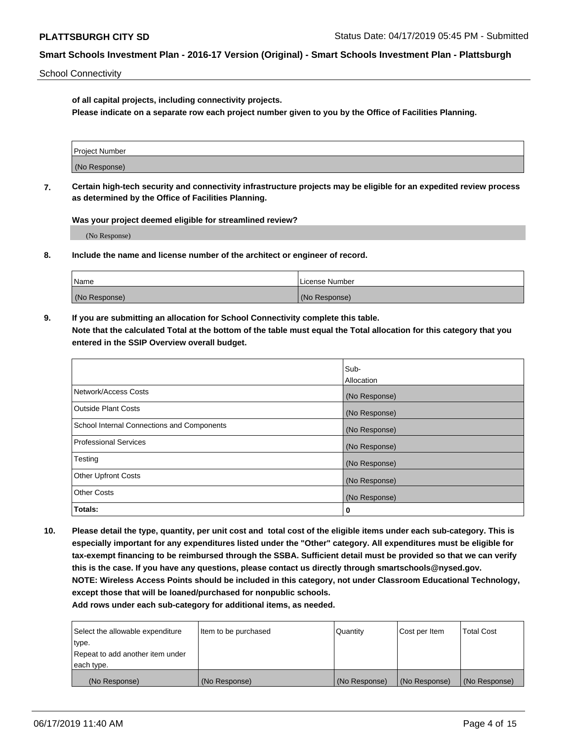School Connectivity

**of all capital projects, including connectivity projects.**
**Please indicate on a separate row each project number given to you by the Office of Facilities Planning.**

| Project Number |
| --- |
| (No Response) |

**7. Certain high-tech security and connectivity infrastructure projects may be eligible for an expedited review process as determined by the Office of Facilities Planning.**

**Was your project deemed eligible for streamlined review?**

(No Response)

**8. Include the name and license number of the architect or engineer of record.**

| Name | License Number |
| --- | --- |
| (No Response) | (No Response) |

**9. If you are submitting an allocation for School Connectivity complete this table.**
**Note that the calculated Total at the bottom of the table must equal the Total allocation for this category that you entered in the SSIP Overview overall budget.**

| | Sub-Allocation |
| --- | --- |
| Network/Access Costs | (No Response) |
| Outside Plant Costs | (No Response) |
| School Internal Connections and Components | (No Response) |
| Professional Services | (No Response) |
| Testing | (No Response) |
| Other Upfront Costs | (No Response) |
| Other Costs | (No Response) |
| **Totals:** | **0** |

**10. Please detail the type, quantity, per unit cost and total cost of the eligible items under each sub-category. This is especially important for any expenditures listed under the "Other" category. All expenditures must be eligible for tax-exempt financing to be reimbursed through the SSBA. Sufficient detail must be provided so that we can verify this is the case. If you have any questions, please contact us directly through smartschools@nysed.gov.**
**NOTE: Wireless Access Points should be included in this category, not under Classroom Educational Technology, except those that will be loaned/purchased for nonpublic schools.**
**Add rows under each sub-category for additional items, as needed.**

| Select the allowable expenditure type. Repeat to add another item under each type. | Item to be purchased | Quantity | Cost per Item | Total Cost |
| --- | --- | --- | --- | --- |
| (No Response) | (No Response) | (No Response) | (No Response) | (No Response) |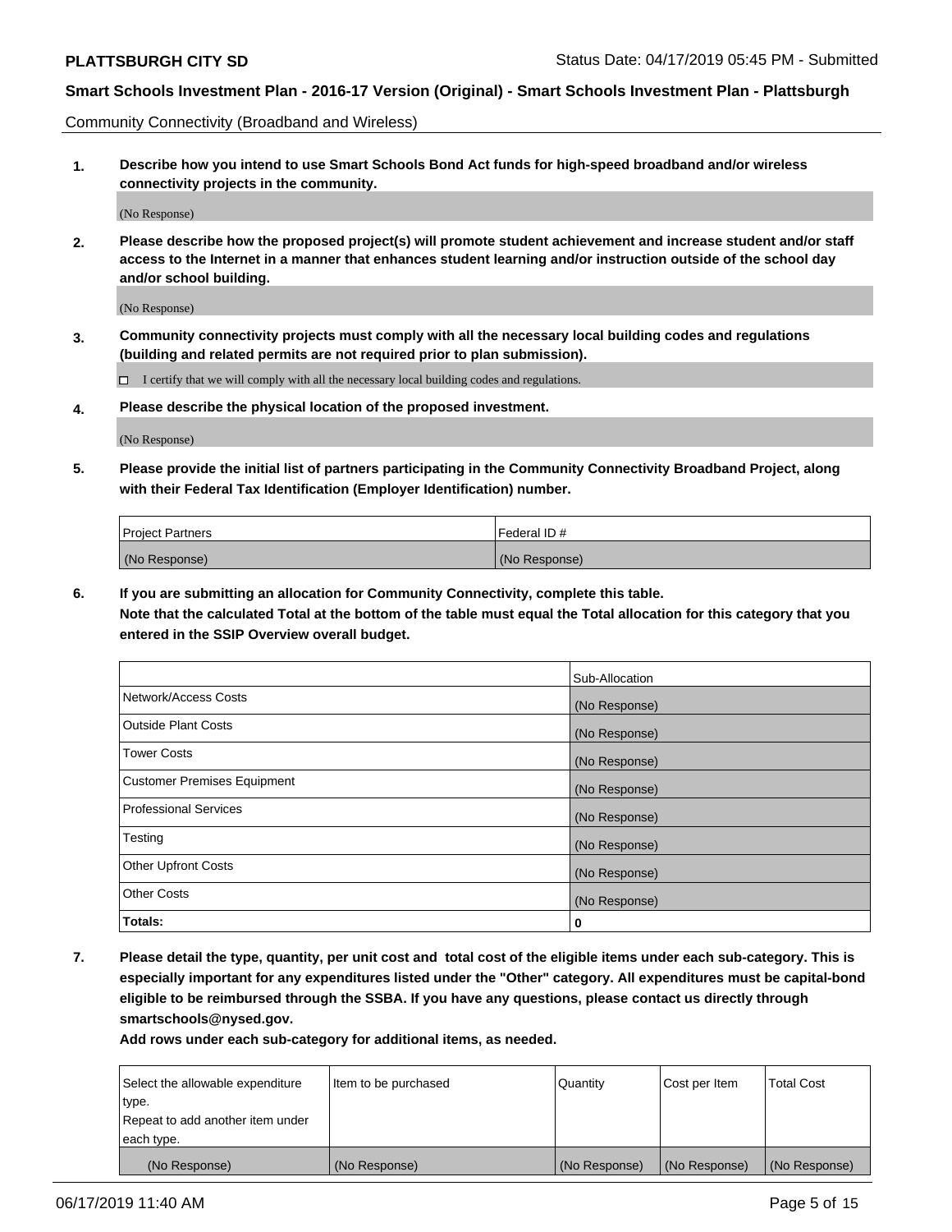Community Connectivity (Broadband and Wireless)

**1. Describe how you intend to use Smart Schools Bond Act funds for high-speed broadband and/or wireless connectivity projects in the community.**

(No Response)

**2. Please describe how the proposed project(s) will promote student achievement and increase student and/or staff access to the Internet in a manner that enhances student learning and/or instruction outside of the school day and/or school building.**

(No Response)

**3. Community connectivity projects must comply with all the necessary local building codes and regulations (building and related permits are not required prior to plan submission).**

☐ I certify that we will comply with all the necessary local building codes and regulations.

**4. Please describe the physical location of the proposed investment.**

(No Response)

**5. Please provide the initial list of partners participating in the Community Connectivity Broadband Project, along with their Federal Tax Identification (Employer Identification) number.**

| Project Partners | Federal ID # |
| --- | --- |
| (No Response) | (No Response) |

**6. If you are submitting an allocation for Community Connectivity, complete this table.**
**Note that the calculated Total at the bottom of the table must equal the Total allocation for this category that you entered in the SSIP Overview overall budget.**

| | Sub-Allocation |
| --- | --- |
| Network/Access Costs | (No Response) |
| Outside Plant Costs | (No Response) |
| Tower Costs | (No Response) |
| Customer Premises Equipment | (No Response) |
| Professional Services | (No Response) |
| Testing | (No Response) |
| Other Upfront Costs | (No Response) |
| Other Costs | (No Response) |
| **Totals:** | **0** |

**7. Please detail the type, quantity, per unit cost and total cost of the eligible items under each sub-category. This is especially important for any expenditures listed under the "Other" category. All expenditures must be capital-bond eligible to be reimbursed through the SSBA. If you have any questions, please contact us directly through smartschools@nysed.gov.**

**Add rows under each sub-category for additional items, as needed.**

| Select the allowable expenditure type. Repeat to add another item under each type. | Item to be purchased | Quantity | Cost per Item | Total Cost |
| --- | --- | --- | --- | --- |
| (No Response) | (No Response) | (No Response) | (No Response) | (No Response) |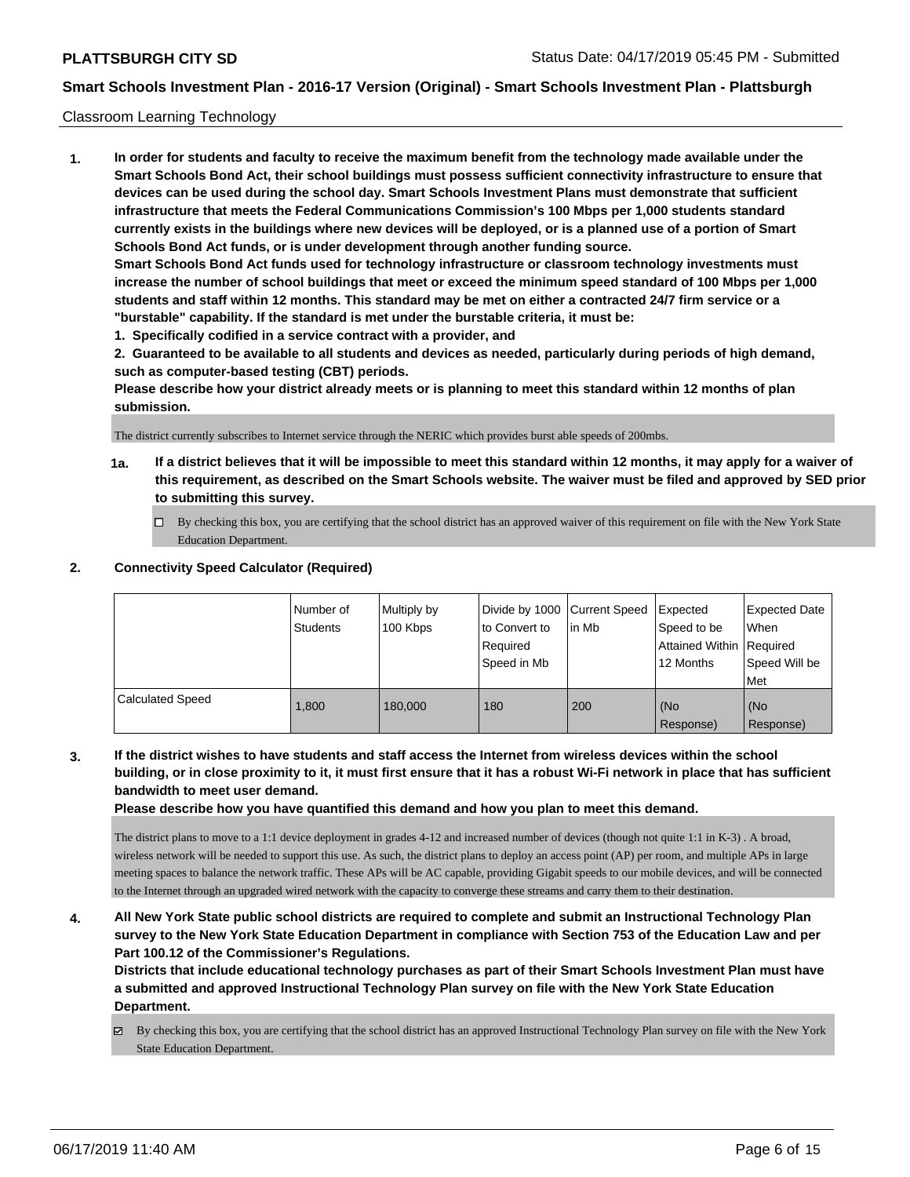Classroom Learning Technology

**1. In order for students and faculty to receive the maximum benefit from the technology made available under the Smart Schools Bond Act, their school buildings must possess sufficient connectivity infrastructure to ensure that devices can be used during the school day. Smart Schools Investment Plans must demonstrate that sufficient infrastructure that meets the Federal Communications Commission's 100 Mbps per 1,000 students standard currently exists in the buildings where new devices will be deployed, or is a planned use of a portion of Smart Schools Bond Act funds, or is under development through another funding source.**

**Smart Schools Bond Act funds used for technology infrastructure or classroom technology investments must increase the number of school buildings that meet or exceed the minimum speed standard of 100 Mbps per 1,000 students and staff within 12 months. This standard may be met on either a contracted 24/7 firm service or a "burstable" capability. If the standard is met under the burstable criteria, it must be:**

**1. Specifically codified in a service contract with a provider, and**

**2. Guaranteed to be available to all students and devices as needed, particularly during periods of high demand, such as computer-based testing (CBT) periods.**

**Please describe how your district already meets or is planning to meet this standard within 12 months of plan submission.**

The district currently subscribes to Internet service through the NERIC which provides burst able speeds of 200mbs.

**1a. If a district believes that it will be impossible to meet this standard within 12 months, it may apply for a waiver of this requirement, as described on the Smart Schools website. The waiver must be filed and approved by SED prior to submitting this survey.**

☐ By checking this box, you are certifying that the school district has an approved waiver of this requirement on file with the New York State Education Department.

**2. Connectivity Speed Calculator (Required)**

| | Number of Students | Multiply by 100 Kbps | Divide by 1000 to Convert to Required Speed in Mb | Current Speed in Mb | Expected Speed to be Attained Within 12 Months | Expected Date When Required Speed Will be Met |
|---|---|---|---|---|---|---|
| Calculated Speed | 1,800 | 180,000 | 180 | 200 | (No Response) | (No Response) |

**3. If the district wishes to have students and staff access the Internet from wireless devices within the school building, or in close proximity to it, it must first ensure that it has a robust Wi-Fi network in place that has sufficient bandwidth to meet user demand.**

**Please describe how you have quantified this demand and how you plan to meet this demand.**

The district plans to move to a 1:1 device deployment in grades 4-12 and increased number of devices (though not quite 1:1 in K-3) . A broad, wireless network will be needed to support this use. As such, the district plans to deploy an access point (AP) per room, and multiple APs in large meeting spaces to balance the network traffic. These APs will be AC capable, providing Gigabit speeds to our mobile devices, and will be connected to the Internet through an upgraded wired network with the capacity to converge these streams and carry them to their destination.

**4. All New York State public school districts are required to complete and submit an Instructional Technology Plan survey to the New York State Education Department in compliance with Section 753 of the Education Law and per Part 100.12 of the Commissioner's Regulations.**

**Districts that include educational technology purchases as part of their Smart Schools Investment Plan must have a submitted and approved Instructional Technology Plan survey on file with the New York State Education Department.**

☑ By checking this box, you are certifying that the school district has an approved Instructional Technology Plan survey on file with the New York State Education Department.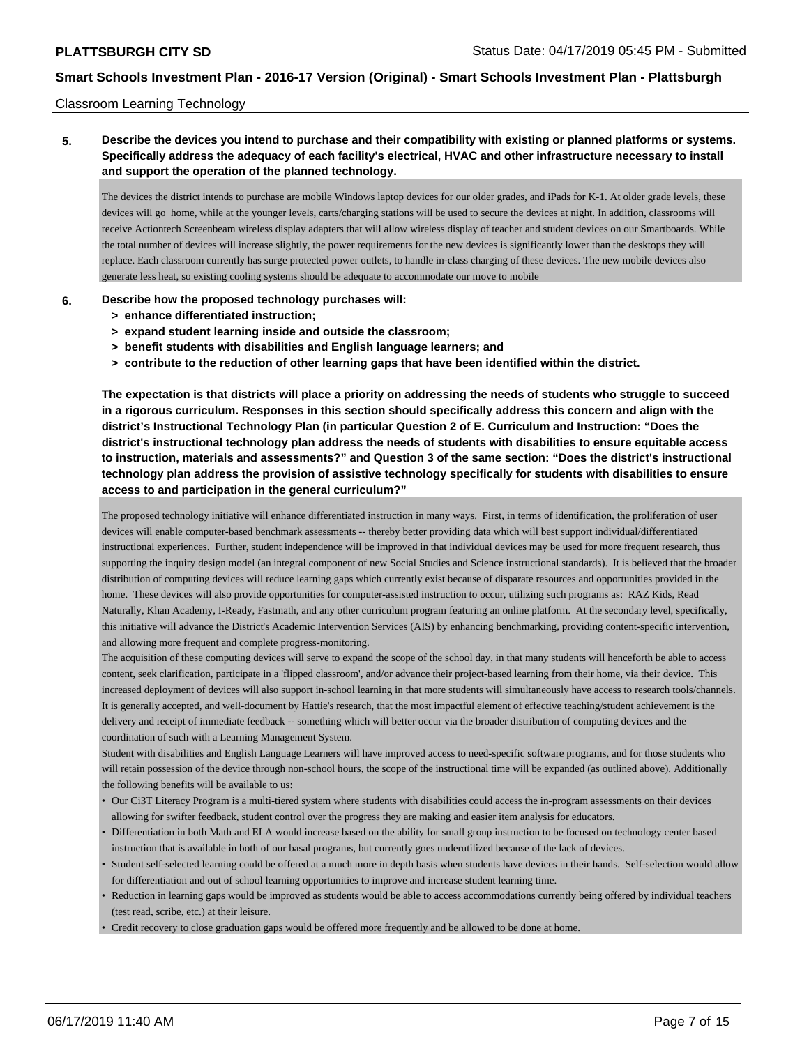Classroom Learning Technology

**5. Describe the devices you intend to purchase and their compatibility with existing or planned platforms or systems. Specifically address the adequacy of each facility's electrical, HVAC and other infrastructure necessary to install and support the operation of the planned technology.**

The devices the district intends to purchase are mobile Windows laptop devices for our older grades, and iPads for K-1. At older grade levels, these devices will go home, while at the younger levels, carts/charging stations will be used to secure the devices at night. In addition, classrooms will receive Actiontech Screenbeam wireless display adapters that will allow wireless display of teacher and student devices on our Smartboards. While the total number of devices will increase slightly, the power requirements for the new devices is significantly lower than the desktops they will replace. Each classroom currently has surge protected power outlets, to handle in-class charging of these devices. The new mobile devices also generate less heat, so existing cooling systems should be adequate to accommodate our move to mobile

**6. Describe how the proposed technology purchases will:**
- **> enhance differentiated instruction;**
- **> expand student learning inside and outside the classroom;**
- **> benefit students with disabilities and English language learners; and**
- **> contribute to the reduction of other learning gaps that have been identified within the district.**

**The expectation is that districts will place a priority on addressing the needs of students who struggle to succeed in a rigorous curriculum. Responses in this section should specifically address this concern and align with the district's Instructional Technology Plan (in particular Question 2 of E. Curriculum and Instruction: "Does the district's instructional technology plan address the needs of students with disabilities to ensure equitable access to instruction, materials and assessments?" and Question 3 of the same section: "Does the district's instructional technology plan address the provision of assistive technology specifically for students with disabilities to ensure access to and participation in the general curriculum?"**

The proposed technology initiative will enhance differentiated instruction in many ways. First, in terms of identification, the proliferation of user devices will enable computer-based benchmark assessments -- thereby better providing data which will best support individual/differentiated instructional experiences. Further, student independence will be improved in that individual devices may be used for more frequent research, thus supporting the inquiry design model (an integral component of new Social Studies and Science instructional standards). It is believed that the broader distribution of computing devices will reduce learning gaps which currently exist because of disparate resources and opportunities provided in the home. These devices will also provide opportunities for computer-assisted instruction to occur, utilizing such programs as: RAZ Kids, Read Naturally, Khan Academy, I-Ready, Fastmath, and any other curriculum program featuring an online platform. At the secondary level, specifically, this initiative will advance the District's Academic Intervention Services (AIS) by enhancing benchmarking, providing content-specific intervention, and allowing more frequent and complete progress-monitoring.

The acquisition of these computing devices will serve to expand the scope of the school day, in that many students will henceforth be able to access content, seek clarification, participate in a 'flipped classroom', and/or advance their project-based learning from their home, via their device. This increased deployment of devices will also support in-school learning in that more students will simultaneously have access to research tools/channels. It is generally accepted, and well-document by Hattie's research, that the most impactful element of effective teaching/student achievement is the delivery and receipt of immediate feedback -- something which will better occur via the broader distribution of computing devices and the coordination of such with a Learning Management System.

Student with disabilities and English Language Learners will have improved access to need-specific software programs, and for those students who will retain possession of the device through non-school hours, the scope of the instructional time will be expanded (as outlined above). Additionally the following benefits will be available to us:

- Our Ci3T Literacy Program is a multi-tiered system where students with disabilities could access the in-program assessments on their devices allowing for swifter feedback, student control over the progress they are making and easier item analysis for educators.
- Differentiation in both Math and ELA would increase based on the ability for small group instruction to be focused on technology center based instruction that is available in both of our basal programs, but currently goes underutilized because of the lack of devices.
- Student self-selected learning could be offered at a much more in depth basis when students have devices in their hands. Self-selection would allow for differentiation and out of school learning opportunities to improve and increase student learning time.
- Reduction in learning gaps would be improved as students would be able to access accommodations currently being offered by individual teachers (test read, scribe, etc.) at their leisure.
- Credit recovery to close graduation gaps would be offered more frequently and be allowed to be done at home.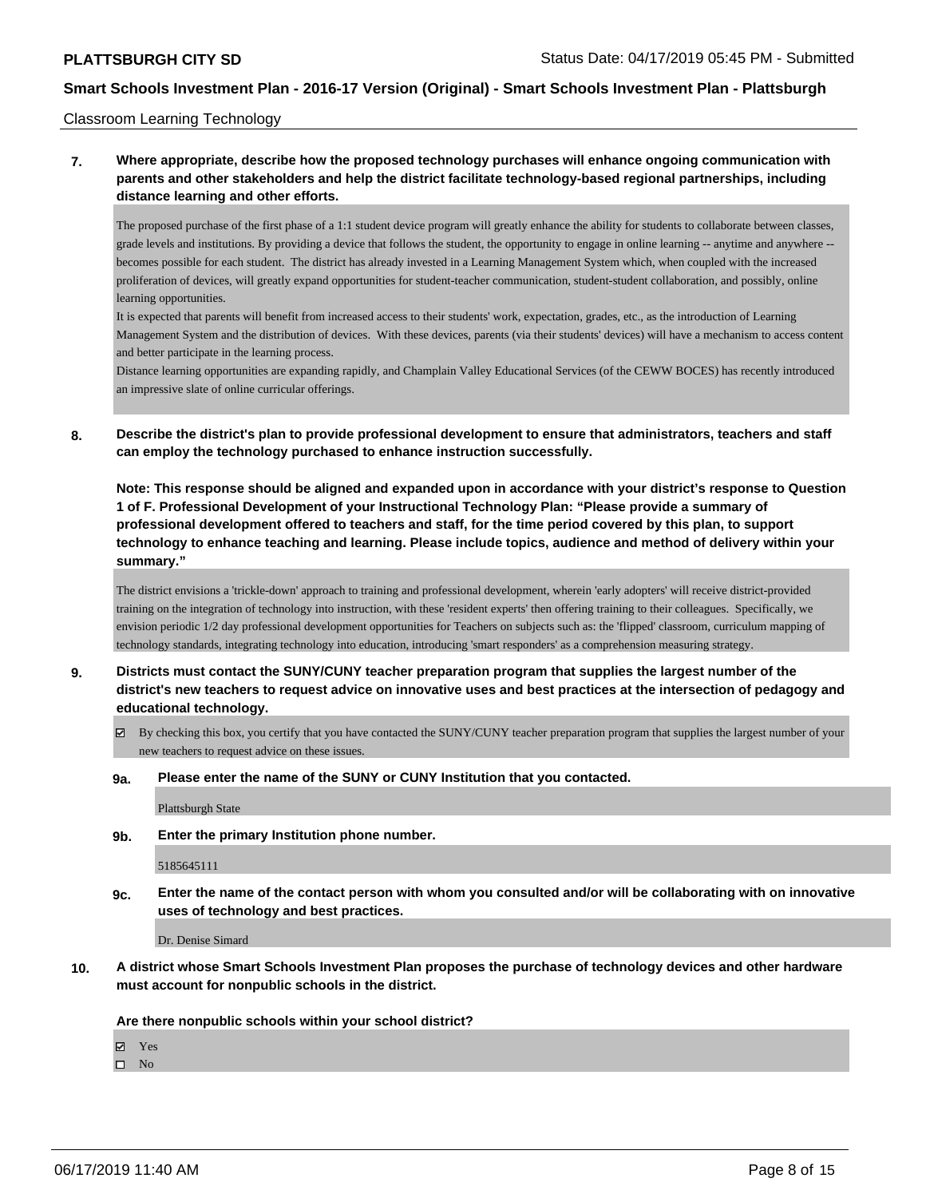Classroom Learning Technology

**7. Where appropriate, describe how the proposed technology purchases will enhance ongoing communication with parents and other stakeholders and help the district facilitate technology-based regional partnerships, including distance learning and other efforts.**

The proposed purchase of the first phase of a 1:1 student device program will greatly enhance the ability for students to collaborate between classes, grade levels and institutions. By providing a device that follows the student, the opportunity to engage in online learning -- anytime and anywhere -- becomes possible for each student. The district has already invested in a Learning Management System which, when coupled with the increased proliferation of devices, will greatly expand opportunities for student-teacher communication, student-student collaboration, and possibly, online learning opportunities.
It is expected that parents will benefit from increased access to their students' work, expectation, grades, etc., as the introduction of Learning Management System and the distribution of devices. With these devices, parents (via their students' devices) will have a mechanism to access content and better participate in the learning process.
Distance learning opportunities are expanding rapidly, and Champlain Valley Educational Services (of the CEWW BOCES) has recently introduced an impressive slate of online curricular offerings.

**8. Describe the district's plan to provide professional development to ensure that administrators, teachers and staff can employ the technology purchased to enhance instruction successfully.**

**Note: This response should be aligned and expanded upon in accordance with your district's response to Question 1 of F. Professional Development of your Instructional Technology Plan: "Please provide a summary of professional development offered to teachers and staff, for the time period covered by this plan, to support technology to enhance teaching and learning. Please include topics, audience and method of delivery within your summary."**

The district envisions a 'trickle-down' approach to training and professional development, wherein 'early adopters' will receive district-provided training on the integration of technology into instruction, with these 'resident experts' then offering training to their colleagues. Specifically, we envision periodic 1/2 day professional development opportunities for Teachers on subjects such as: the 'flipped' classroom, curriculum mapping of technology standards, integrating technology into education, introducing 'smart responders' as a comprehension measuring strategy.

**9. Districts must contact the SUNY/CUNY teacher preparation program that supplies the largest number of the district's new teachers to request advice on innovative uses and best practices at the intersection of pedagogy and educational technology.**

☑ By checking this box, you certify that you have contacted the SUNY/CUNY teacher preparation program that supplies the largest number of your new teachers to request advice on these issues.

**9a. Please enter the name of the SUNY or CUNY Institution that you contacted.**

Plattsburgh State

**9b. Enter the primary Institution phone number.**

5185645111

**9c. Enter the name of the contact person with whom you consulted and/or will be collaborating with on innovative uses of technology and best practices.**

Dr. Denise Simard

**10. A district whose Smart Schools Investment Plan proposes the purchase of technology devices and other hardware must account for nonpublic schools in the district.**

**Are there nonpublic schools within your school district?**

☑ Yes
☐ No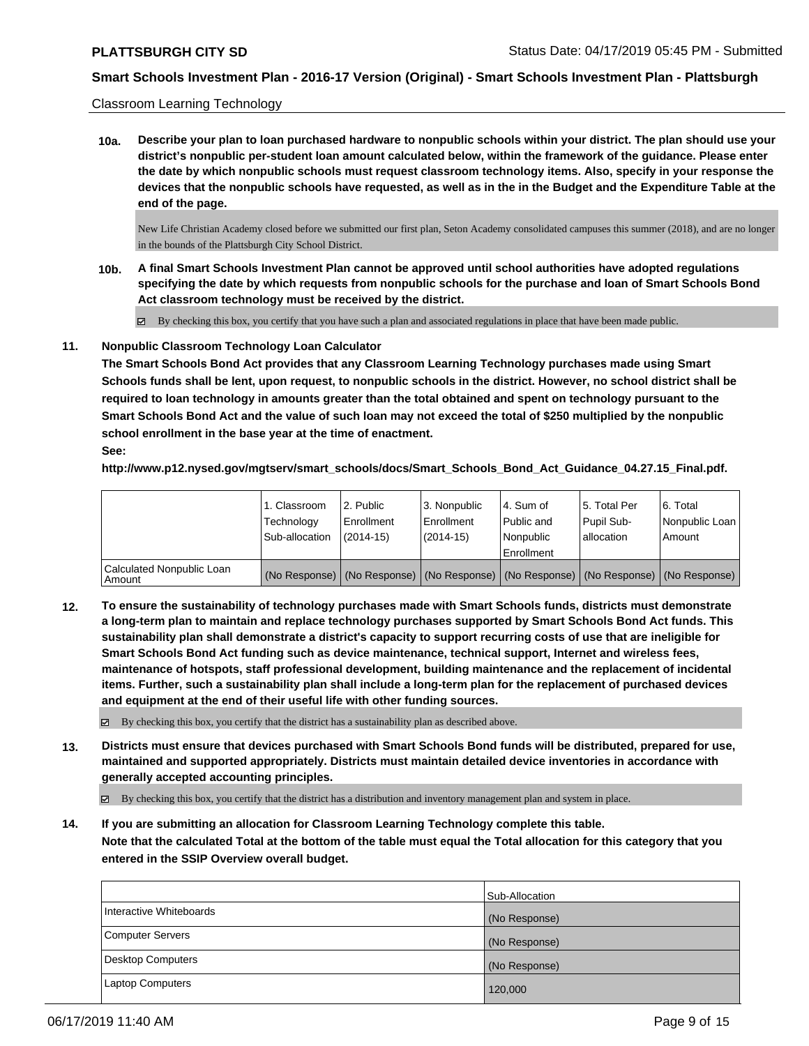Classroom Learning Technology

**10a. Describe your plan to loan purchased hardware to nonpublic schools within your district. The plan should use your district's nonpublic per-student loan amount calculated below, within the framework of the guidance. Please enter the date by which nonpublic schools must request classroom technology items. Also, specify in your response the devices that the nonpublic schools have requested, as well as in the in the Budget and the Expenditure Table at the end of the page.**

New Life Christian Academy closed before we submitted our first plan, Seton Academy consolidated campuses this summer (2018), and are no longer in the bounds of the Plattsburgh City School District.

**10b. A final Smart Schools Investment Plan cannot be approved until school authorities have adopted regulations specifying the date by which requests from nonpublic schools for the purchase and loan of Smart Schools Bond Act classroom technology must be received by the district.**

☑ By checking this box, you certify that you have such a plan and associated regulations in place that have been made public.

**11. Nonpublic Classroom Technology Loan Calculator**

**The Smart Schools Bond Act provides that any Classroom Learning Technology purchases made using Smart Schools funds shall be lent, upon request, to nonpublic schools in the district. However, no school district shall be required to loan technology in amounts greater than the total obtained and spent on technology pursuant to the Smart Schools Bond Act and the value of such loan may not exceed the total of $250 multiplied by the nonpublic school enrollment in the base year at the time of enactment.**

**See:**

**http://www.p12.nysed.gov/mgtserv/smart_schools/docs/Smart_Schools_Bond_Act_Guidance_04.27.15_Final.pdf.**

| | 1. Classroom Technology Sub-allocation | 2. Public Enrollment (2014-15) | 3. Nonpublic Enrollment (2014-15) | 4. Sum of Public and Nonpublic Enrollment | 5. Total Per Pupil Sub-allocation | 6. Total Nonpublic Loan Amount |
|---|---|---|---|---|---|---|
| Calculated Nonpublic Loan Amount | (No Response) | (No Response) | (No Response) | (No Response) | (No Response) | (No Response) |

**12. To ensure the sustainability of technology purchases made with Smart Schools funds, districts must demonstrate a long-term plan to maintain and replace technology purchases supported by Smart Schools Bond Act funds. This sustainability plan shall demonstrate a district's capacity to support recurring costs of use that are ineligible for Smart Schools Bond Act funding such as device maintenance, technical support, Internet and wireless fees, maintenance of hotspots, staff professional development, building maintenance and the replacement of incidental items. Further, such a sustainability plan shall include a long-term plan for the replacement of purchased devices and equipment at the end of their useful life with other funding sources.**

☑ By checking this box, you certify that the district has a sustainability plan as described above.

**13. Districts must ensure that devices purchased with Smart Schools Bond funds will be distributed, prepared for use, maintained and supported appropriately. Districts must maintain detailed device inventories in accordance with generally accepted accounting principles.**

☑ By checking this box, you certify that the district has a distribution and inventory management plan and system in place.

**14. If you are submitting an allocation for Classroom Learning Technology complete this table.**
**Note that the calculated Total at the bottom of the table must equal the Total allocation for this category that you entered in the SSIP Overview overall budget.**

| | Sub-Allocation |
|---|---|
| Interactive Whiteboards | (No Response) |
| Computer Servers | (No Response) |
| Desktop Computers | (No Response) |
| Laptop Computers | 120,000 |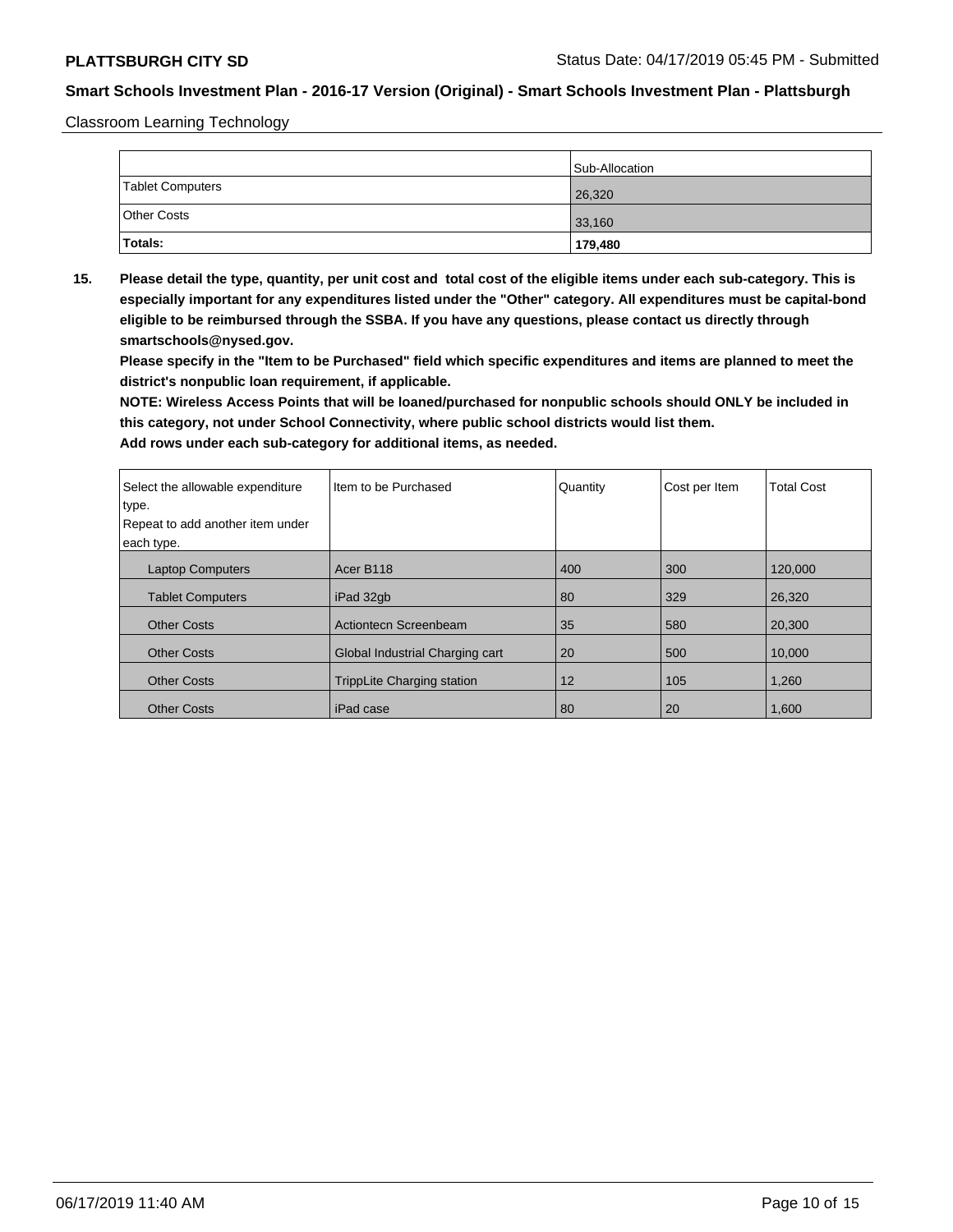Classroom Learning Technology

| | Sub-Allocation |
|---|---|
| Tablet Computers | 26,320 |
| Other Costs | 33,160 |
| **Totals:** | **179,480** |

**15. Please detail the type, quantity, per unit cost and total cost of the eligible items under each sub-category. This is especially important for any expenditures listed under the "Other" category. All expenditures must be capital-bond eligible to be reimbursed through the SSBA. If you have any questions, please contact us directly through smartschools@nysed.gov.**

**Please specify in the "Item to be Purchased" field which specific expenditures and items are planned to meet the district's nonpublic loan requirement, if applicable.**

**NOTE: Wireless Access Points that will be loaned/purchased for nonpublic schools should ONLY be included in this category, not under School Connectivity, where public school districts would list them.**

**Add rows under each sub-category for additional items, as needed.**

| Select the allowable expenditure type. Repeat to add another item under each type. | Item to be Purchased | Quantity | Cost per Item | Total Cost |
|---|---|---|---|---|
| Laptop Computers | Acer B118 | 400 | 300 | 120,000 |
| Tablet Computers | iPad 32gb | 80 | 329 | 26,320 |
| Other Costs | Actiontecn Screenbeam | 35 | 580 | 20,300 |
| Other Costs | Global Industrial Charging cart | 20 | 500 | 10,000 |
| Other Costs | TrippLite Charging station | 12 | 105 | 1,260 |
| Other Costs | iPad case | 80 | 20 | 1,600 |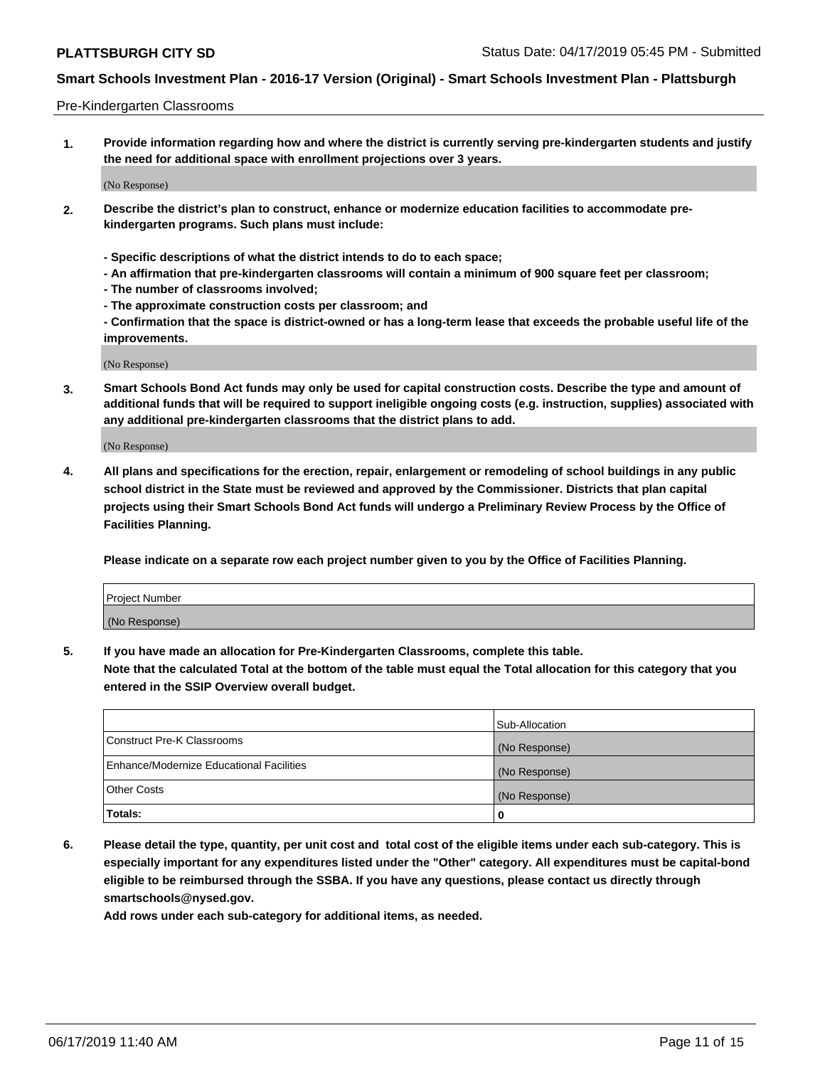Pre-Kindergarten Classrooms

**1. Provide information regarding how and where the district is currently serving pre-kindergarten students and justify the need for additional space with enrollment projections over 3 years.**

(No Response)

**2. Describe the district's plan to construct, enhance or modernize education facilities to accommodate pre-kindergarten programs. Such plans must include:**

**- Specific descriptions of what the district intends to do to each space;**
**- An affirmation that pre-kindergarten classrooms will contain a minimum of 900 square feet per classroom;**
**- The number of classrooms involved;**
**- The approximate construction costs per classroom; and**
**- Confirmation that the space is district-owned or has a long-term lease that exceeds the probable useful life of the improvements.**

(No Response)

**3. Smart Schools Bond Act funds may only be used for capital construction costs. Describe the type and amount of additional funds that will be required to support ineligible ongoing costs (e.g. instruction, supplies) associated with any additional pre-kindergarten classrooms that the district plans to add.**

(No Response)

**4. All plans and specifications for the erection, repair, enlargement or remodeling of school buildings in any public school district in the State must be reviewed and approved by the Commissioner. Districts that plan capital projects using their Smart Schools Bond Act funds will undergo a Preliminary Review Process by the Office of Facilities Planning.**

**Please indicate on a separate row each project number given to you by the Office of Facilities Planning.**

| Project Number |
|---|
| (No Response) |

**5. If you have made an allocation for Pre-Kindergarten Classrooms, complete this table.**
**Note that the calculated Total at the bottom of the table must equal the Total allocation for this category that you entered in the SSIP Overview overall budget.**

| | Sub-Allocation |
|---|---|
| Construct Pre-K Classrooms | (No Response) |
| Enhance/Modernize Educational Facilities | (No Response) |
| Other Costs | (No Response) |
| **Totals:** | **0** |

**6. Please detail the type, quantity, per unit cost and total cost of the eligible items under each sub-category. This is especially important for any expenditures listed under the "Other" category. All expenditures must be capital-bond eligible to be reimbursed through the SSBA. If you have any questions, please contact us directly through smartschools@nysed.gov.**
**Add rows under each sub-category for additional items, as needed.**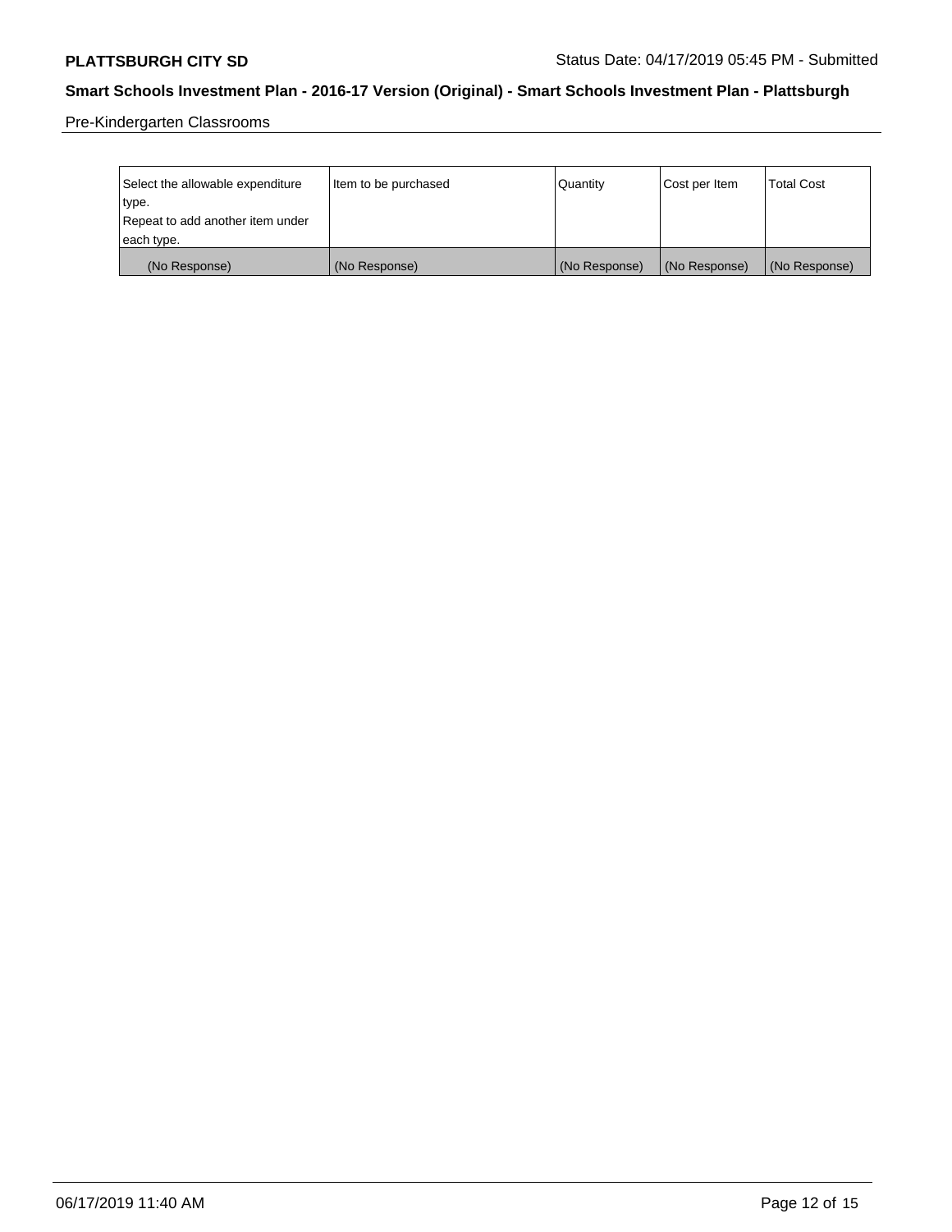Pre-Kindergarten Classrooms

| Select the allowable expenditure type. Repeat to add another item under each type. | Item to be purchased | Quantity | Cost per Item | Total Cost |
|---|---|---|---|---|
| (No Response) | (No Response) | (No Response) | (No Response) | (No Response) |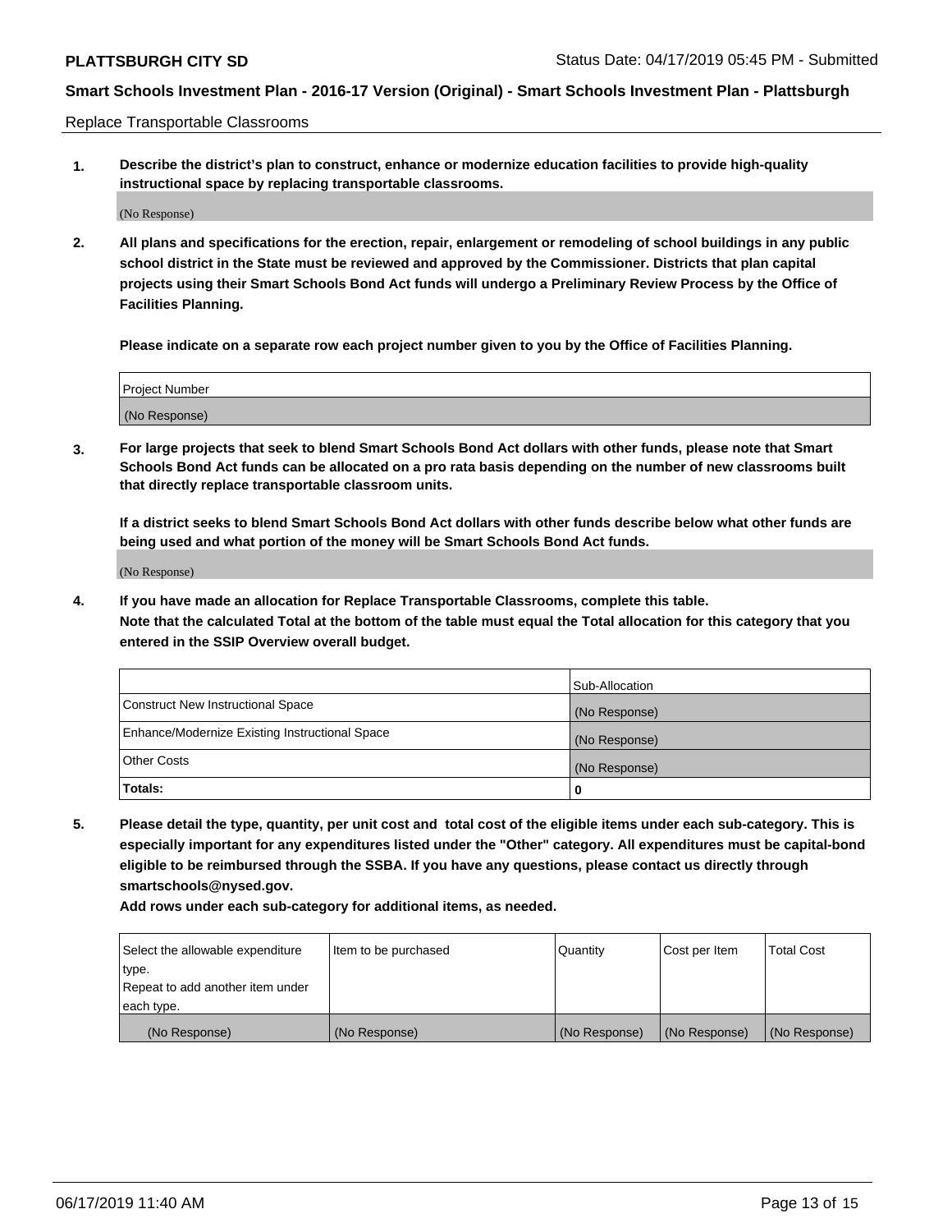Replace Transportable Classrooms

1. **Describe the district's plan to construct, enhance or modernize education facilities to provide high-quality instructional space by replacing transportable classrooms.**

(No Response)

2. **All plans and specifications for the erection, repair, enlargement or remodeling of school buildings in any public school district in the State must be reviewed and approved by the Commissioner. Districts that plan capital projects using their Smart Schools Bond Act funds will undergo a Preliminary Review Process by the Office of Facilities Planning.**

   **Please indicate on a separate row each project number given to you by the Office of Facilities Planning.**

| Project Number |
| --- |
| (No Response) |

3. **For large projects that seek to blend Smart Schools Bond Act dollars with other funds, please note that Smart Schools Bond Act funds can be allocated on a pro rata basis depending on the number of new classrooms built that directly replace transportable classroom units.**

   **If a district seeks to blend Smart Schools Bond Act dollars with other funds describe below what other funds are being used and what portion of the money will be Smart Schools Bond Act funds.**

(No Response)

4. **If you have made an allocation for Replace Transportable Classrooms, complete this table.**
   **Note that the calculated Total at the bottom of the table must equal the Total allocation for this category that you entered in the SSIP Overview overall budget.**

| | Sub-Allocation |
| --- | --- |
| Construct New Instructional Space | (No Response) |
| Enhance/Modernize Existing Instructional Space | (No Response) |
| Other Costs | (No Response) |
| **Totals:** | **0** |

5. **Please detail the type, quantity, per unit cost and total cost of the eligible items under each sub-category. This is especially important for any expenditures listed under the "Other" category. All expenditures must be capital-bond eligible to be reimbursed through the SSBA. If you have any questions, please contact us directly through smartschools@nysed.gov.**

   **Add rows under each sub-category for additional items, as needed.**

| Select the allowable expenditure type. Repeat to add another item under each type. | Item to be purchased | Quantity | Cost per Item | Total Cost |
| --- | --- | --- | --- | --- |
| (No Response) | (No Response) | (No Response) | (No Response) | (No Response) |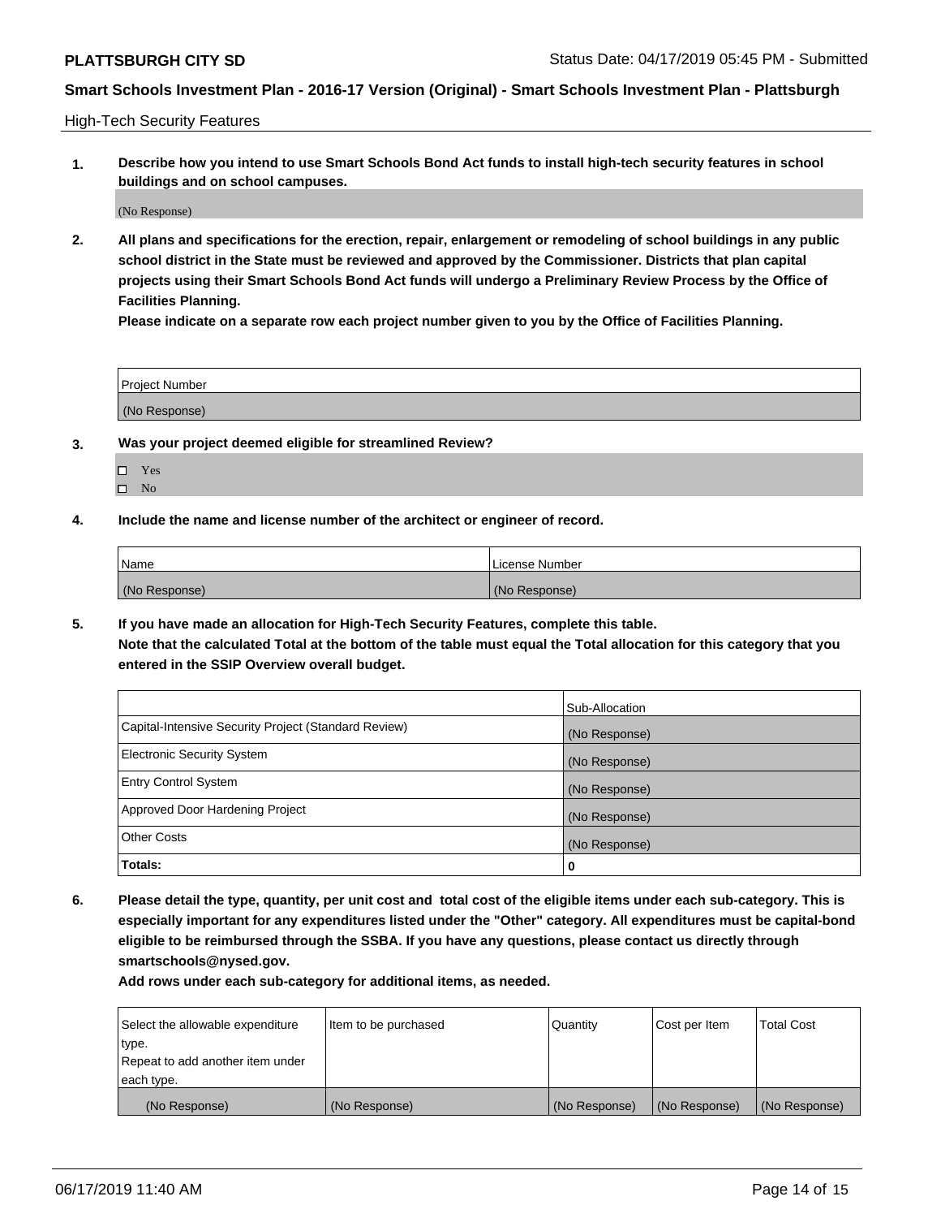## High-Tech Security Features

**1. Describe how you intend to use Smart Schools Bond Act funds to install high-tech security features in school buildings and on school campuses.**

(No Response)

**2. All plans and specifications for the erection, repair, enlargement or remodeling of school buildings in any public school district in the State must be reviewed and approved by the Commissioner. Districts that plan capital projects using their Smart Schools Bond Act funds will undergo a Preliminary Review Process by the Office of Facilities Planning.**

**Please indicate on a separate row each project number given to you by the Office of Facilities Planning.**

| Project Number |
|---|
| (No Response) |

**3. Was your project deemed eligible for streamlined Review?**

- ☐ Yes
- ☐ No

**4. Include the name and license number of the architect or engineer of record.**

| Name | License Number |
|---|---|
| (No Response) | (No Response) |

**5. If you have made an allocation for High-Tech Security Features, complete this table.**
**Note that the calculated Total at the bottom of the table must equal the Total allocation for this category that you entered in the SSIP Overview overall budget.**

| | Sub-Allocation |
|---|---|
| Capital-Intensive Security Project (Standard Review) | (No Response) |
| Electronic Security System | (No Response) |
| Entry Control System | (No Response) |
| Approved Door Hardening Project | (No Response) |
| Other Costs | (No Response) |
| **Totals:** | **0** |

**6. Please detail the type, quantity, per unit cost and total cost of the eligible items under each sub-category. This is especially important for any expenditures listed under the "Other" category. All expenditures must be capital-bond eligible to be reimbursed through the SSBA. If you have any questions, please contact us directly through smartschools@nysed.gov.**

**Add rows under each sub-category for additional items, as needed.**

| Select the allowable expenditure type. Repeat to add another item under each type. | Item to be purchased | Quantity | Cost per Item | Total Cost |
|---|---|---|---|---|
| (No Response) | (No Response) | (No Response) | (No Response) | (No Response) |